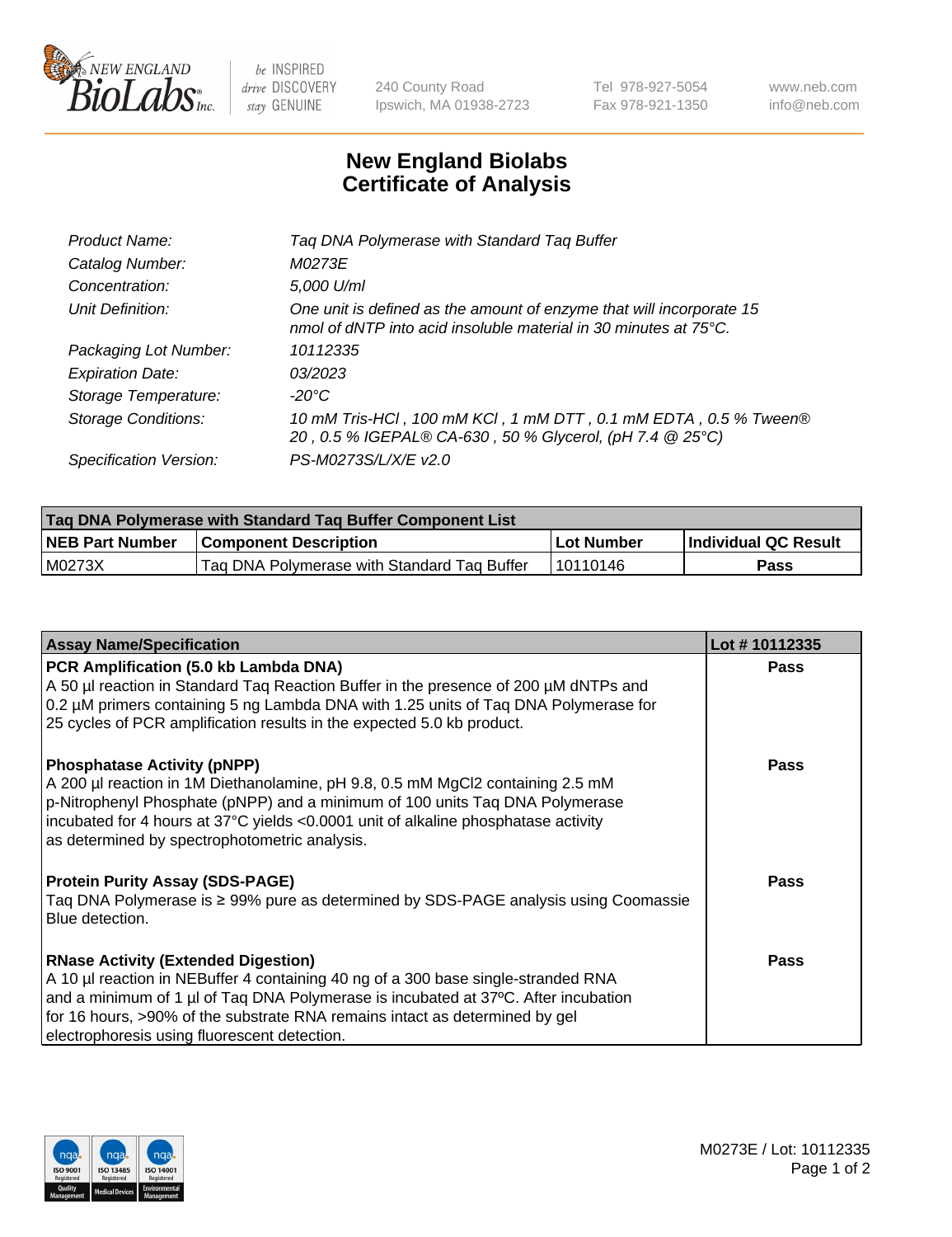# New England Biolabs Certificate of Analysis

| | |
|---|---|
| *Product Name:* | *Taq DNA Polymerase with Standard Taq Buffer* |
| *Catalog Number:* | *M0273E* |
| *Concentration:* | *5,000 U/ml* |
| *Unit Definition:* | *One unit is defined as the amount of enzyme that will incorporate 15 nmol of dNTP into acid insoluble material in 30 minutes at 75°C.* |
| *Packaging Lot Number:* | *10112335* |
| *Expiration Date:* | *03/2023* |
| *Storage Temperature:* | *-20°C* |
| *Storage Conditions:* | *10 mM Tris-HCl , 100 mM KCl , 1 mM DTT , 0.1 mM EDTA , 0.5 % Tween® 20 , 0.5 % IGEPAL® CA-630 , 50 % Glycerol, (pH 7.4 @ 25°C)* |
| *Specification Version:* | *PS-M0273S/L/X/E v2.0* |

| Taq DNA Polymerase with Standard Taq Buffer Component List | | | |
|---|---|---|---|
| **NEB Part Number** | **Component Description** | **Lot Number** | **Individual QC Result** |
| M0273X | Taq DNA Polymerase with Standard Taq Buffer | 10110146 | **Pass** |

| Assay Name/Specification | Lot # 10112335 |
|---|---|
| **PCR Amplification (5.0 kb Lambda DNA)**<br>A 50 µl reaction in Standard Taq Reaction Buffer in the presence of 200 µM dNTPs and 0.2 µM primers containing 5 ng Lambda DNA with 1.25 units of Taq DNA Polymerase for 25 cycles of PCR amplification results in the expected 5.0 kb product. | **Pass** |
| **Phosphatase Activity (pNPP)**<br>A 200 µl reaction in 1M Diethanolamine, pH 9.8, 0.5 mM $MgCl_2$ containing 2.5 mM p-Nitrophenyl Phosphate (pNPP) and a minimum of 100 units Taq DNA Polymerase incubated for 4 hours at 37°C yields <0.0001 unit of alkaline phosphatase activity as determined by spectrophotometric analysis. | **Pass** |
| **Protein Purity Assay (SDS-PAGE)**<br>Taq DNA Polymerase is ≥ 99% pure as determined by SDS-PAGE analysis using Coomassie Blue detection. | **Pass** |
| **RNase Activity (Extended Digestion)**<br>A 10 µl reaction in NEBuffer 4 containing 40 ng of a 300 base single-stranded RNA and a minimum of 1 µl of Taq DNA Polymerase is incubated at 37ºC. After incubation for 16 hours, >90% of the substrate RNA remains intact as determined by gel electrophoresis using fluorescent detection. | **Pass** |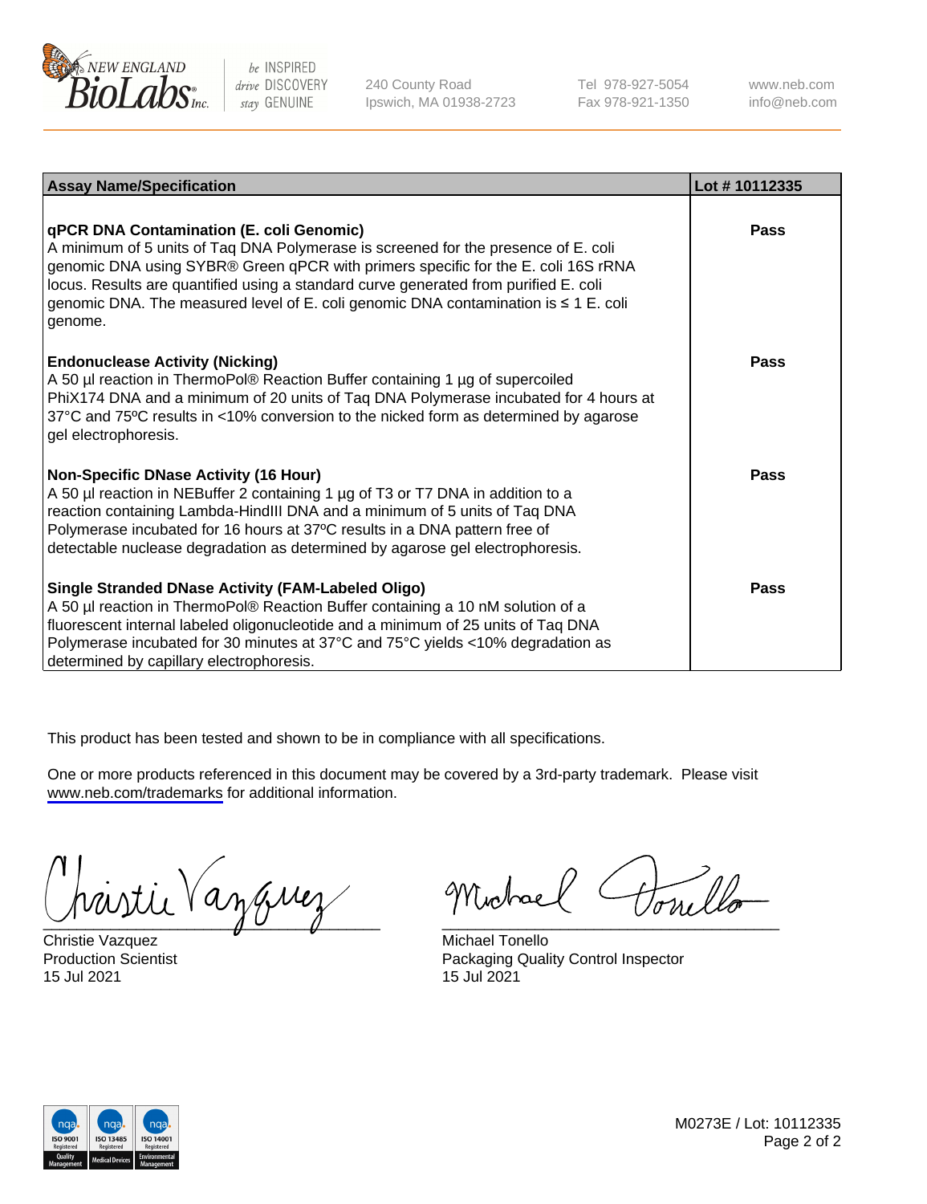| Assay Name/Specification | Lot # 10112335 |
|---|---|
| **qPCR DNA Contamination (E. coli Genomic)**<br>A minimum of 5 units of Taq DNA Polymerase is screened for the presence of E. coli genomic DNA using SYBR® Green qPCR with primers specific for the E. coli 16S rRNA locus. Results are quantified using a standard curve generated from purified E. coli genomic DNA. The measured level of E. coli genomic DNA contamination is ≤ 1 E. coli genome. | **Pass** |
| **Endonuclease Activity (Nicking)**<br>A 50 µl reaction in ThermoPol® Reaction Buffer containing 1 µg of supercoiled PhiX174 DNA and a minimum of 20 units of Taq DNA Polymerase incubated for 4 hours at 37°C and 75ºC results in <10% conversion to the nicked form as determined by agarose gel electrophoresis. | **Pass** |
| **Non-Specific DNase Activity (16 Hour)**<br>A 50 µl reaction in NEBuffer 2 containing 1 µg of T3 or T7 DNA in addition to a reaction containing Lambda-HindIII DNA and a minimum of 5 units of Taq DNA Polymerase incubated for 16 hours at 37ºC results in a DNA pattern free of detectable nuclease degradation as determined by agarose gel electrophoresis. | **Pass** |
| **Single Stranded DNase Activity (FAM-Labeled Oligo)**<br>A 50 µl reaction in ThermoPol® Reaction Buffer containing a 10 nM solution of a fluorescent internal labeled oligonucleotide and a minimum of 25 units of Taq DNA Polymerase incubated for 30 minutes at 37°C and 75°C yields <10% degradation as determined by capillary electrophoresis. | **Pass** |

This product has been tested and shown to be in compliance with all specifications.

One or more products referenced in this document may be covered by a 3rd-party trademark. Please visit www.neb.com/trademarks for additional information.

Christie Vazquez
Production Scientist
15 Jul 2021

Michael Tonello
Packaging Quality Control Inspector
15 Jul 2021

M0273E / Lot: 10112335